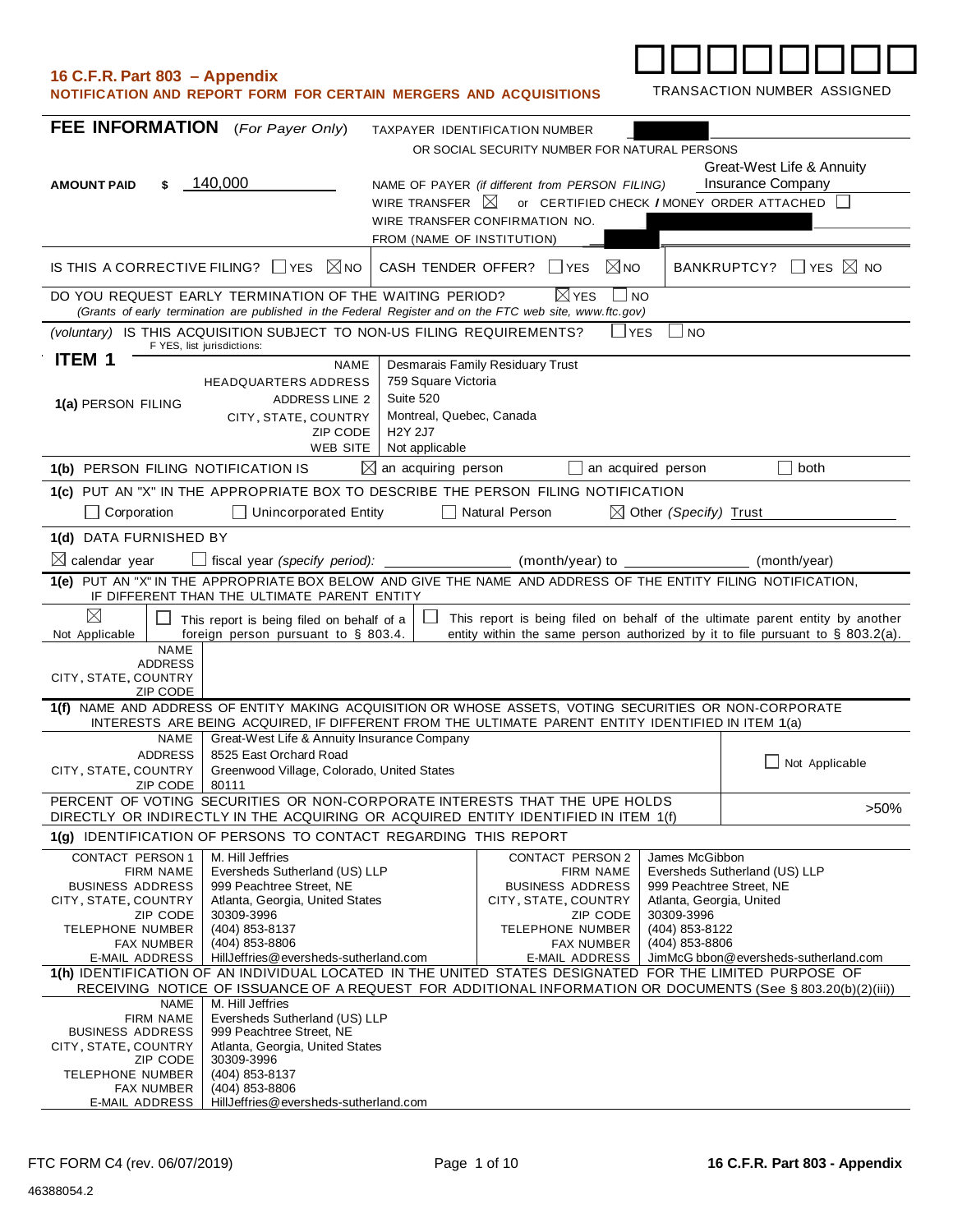**16 C.F.R. Part 803 – Appendix**
**NOTIFICATION AND REPORT FORM FOR CERTAIN MERGERS AND ACQUISITIONS**

☐☐☐☐☐☐☐☐
TRANSACTION NUMBER ASSIGNED

## FEE INFORMATION (*For Payer Only*)

TAXPAYER IDENTIFICATION NUMBER OR SOCIAL SECURITY NUMBER FOR NATURAL PERSONS: [redacted]

**AMOUNT PAID** $ 140,000

NAME OF PAYER *(if different from PERSON FILING)*: Great-West Life & Annuity Insurance Company

WIRE TRANSFER ☒ or CERTIFIED CHECK / MONEY ORDER ATTACHED ☐

WIRE TRANSFER CONFIRMATION NO. [redacted]

FROM (NAME OF INSTITUTION) [redacted]

IS THIS A CORRECTIVE FILING? ☐ YES ☒ NO | CASH TENDER OFFER? ☐ YES ☒ NO | BANKRUPTCY? ☐ YES ☒ NO

DO YOU REQUEST EARLY TERMINATION OF THE WAITING PERIOD? ☒ YES ☐ NO
*(Grants of early termination are published in the Federal Register and on the FTC web site, www.ftc.gov)*

*(voluntary)* IS THIS ACQUISITION SUBJECT TO NON-US FILING REQUIREMENTS? ☐ YES ☐ NO
F YES, list jurisdictions:

## ITEM 1

**1(a) PERSON FILING**

| | |
|---|---|
| NAME | Desmarais Family Residuary Trust |
| HEADQUARTERS ADDRESS | 759 Square Victoria |
| ADDRESS LINE 2 | Suite 520 |
| CITY, STATE, COUNTRY | Montreal, Quebec, Canada |
| ZIP CODE | H2Y 2J7 |
| WEB SITE | Not applicable |

**1(b)** PERSON FILING NOTIFICATION IS ☒ an acquiring person ☐ an acquired person ☐ both

**1(c)** PUT AN "X" IN THE APPROPRIATE BOX TO DESCRIBE THE PERSON FILING NOTIFICATION

☐ Corporation ☐ Unincorporated Entity ☐ Natural Person ☒ Other *(Specify)* Trust

**1(d)** DATA FURNISHED BY

☒ calendar year ☐ fiscal year *(specify period)*: ________ (month/year) to ________ (month/year)

**1(e)** PUT AN "X" IN THE APPROPRIATE BOX BELOW AND GIVE THE NAME AND ADDRESS OF THE ENTITY FILING NOTIFICATION, IF DIFFERENT THAN THE ULTIMATE PARENT ENTITY

☒ Not Applicable | ☐ This report is being filed on behalf of a foreign person pursuant to § 803.4. | ☐ This report is being filed on behalf of the ultimate parent entity by another entity within the same person authorized by it to file pursuant to § 803.2(a).

| | |
|---|---|
| NAME | |
| ADDRESS | |
| CITY, STATE, COUNTRY | |
| ZIP CODE | |

**1(f)** NAME AND ADDRESS OF ENTITY MAKING ACQUISITION OR WHOSE ASSETS, VOTING SECURITIES OR NON-CORPORATE INTERESTS ARE BEING ACQUIRED, IF DIFFERENT FROM THE ULTIMATE PARENT ENTITY IDENTIFIED IN ITEM 1(a)

| | | |
|---|---|---|
| NAME | Great-West Life & Annuity Insurance Company | ☐ Not Applicable |
| ADDRESS | 8525 East Orchard Road | |
| CITY, STATE, COUNTRY | Greenwood Village, Colorado, United States | |
| ZIP CODE | 80111 | |
| PERCENT OF VOTING SECURITIES OR NON-CORPORATE INTERESTS THAT THE UPE HOLDS DIRECTLY OR INDIRECTLY IN THE ACQUIRING OR ACQUIRED ENTITY IDENTIFIED IN ITEM 1(f) | | >50% |

**1(g)** IDENTIFICATION OF PERSONS TO CONTACT REGARDING THIS REPORT

| | | | |
|---|---|---|---|
| CONTACT PERSON 1 | M. Hill Jeffries | CONTACT PERSON 2 | James McGibbon |
| FIRM NAME | Eversheds Sutherland (US) LLP | FIRM NAME | Eversheds Sutherland (US) LLP |
| BUSINESS ADDRESS | 999 Peachtree Street, NE | BUSINESS ADDRESS | 999 Peachtree Street, NE |
| CITY, STATE, COUNTRY | Atlanta, Georgia, United States | CITY, STATE, COUNTRY | Atlanta, Georgia, United |
| ZIP CODE | 30309-3996 | ZIP CODE | 30309-3996 |
| TELEPHONE NUMBER | (404) 853-8137 | TELEPHONE NUMBER | (404) 853-8122 |
| FAX NUMBER | (404) 853-8806 | FAX NUMBER | (404) 853-8806 |
| E-MAIL ADDRESS | HillJeffries@eversheds-sutherland.com | E-MAIL ADDRESS | JimMcG bbon@eversheds-sutherland.com |

**1(h)** IDENTIFICATION OF AN INDIVIDUAL LOCATED IN THE UNITED STATES DESIGNATED FOR THE LIMITED PURPOSE OF RECEIVING NOTICE OF ISSUANCE OF A REQUEST FOR ADDITIONAL INFORMATION OR DOCUMENTS (See § 803.20(b)(2)(iii))

| | |
|---|---|
| NAME | M. Hill Jeffries |
| FIRM NAME | Eversheds Sutherland (US) LLP |
| BUSINESS ADDRESS | 999 Peachtree Street, NE |
| CITY, STATE, COUNTRY | Atlanta, Georgia, United States |
| ZIP CODE | 30309-3996 |
| TELEPHONE NUMBER | (404) 853-8137 |
| FAX NUMBER | (404) 853-8806 |
| E-MAIL ADDRESS | HillJeffries@eversheds-sutherland.com |

FTC FORM C4 (rev. 06/07/2019)

46388054.2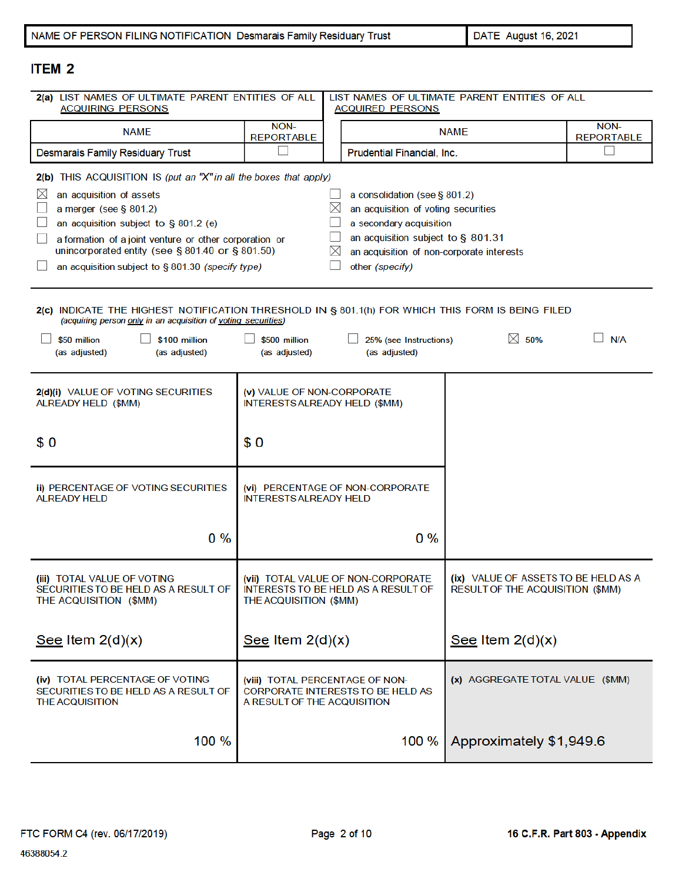| NAME OF PERSON FILING NOTIFICATION Desmarais Family Residuary Trust | DATE August 16, 2021 |
|---|---|

## ITEM 2

**2(a)** LIST NAMES OF ULTIMATE PARENT ENTITIES OF ALL ACQUIRING PERSONS

| NAME | NON-REPORTABLE |
|---|---|
| Desmarais Family Residuary Trust | ☐ |

LIST NAMES OF ULTIMATE PARENT ENTITIES OF ALL ACQUIRED PERSONS

| NAME | NON-REPORTABLE |
|---|---|
| Prudential Financial, Inc. | ☐ |

**2(b)** THIS ACQUISITION IS *(put an "X" in all the boxes that apply)*

- ☒ an acquisition of assets
- ☐ a merger (see § 801.2)
- ☐ an acquisition subject to § 801.2 (e)
- ☐ a formation of a joint venture or other corporation or unincorporated entity (see § 801.40 or § 801.50)
- ☐ an acquisition subject to § 801.30 *(specify type)*
- ☐ a consolidation (see § 801.2)
- ☒ an acquisition of voting securities
- ☐ a secondary acquisition
- ☐ an acquisition subject to § 801.31
- ☒ an acquisition of non-corporate interests
- ☐ other *(specify)*

**2(c)** INDICATE THE HIGHEST NOTIFICATION THRESHOLD IN § 801.1(h) FOR WHICH THIS FORM IS BEING FILED
*(acquiring person only in an acquisition of voting securities)*

☐ \$50 million (as adjusted) ☐ \$100 million (as adjusted) ☐ \$500 million (as adjusted) ☐ 25% (see Instructions) (as adjusted) ☒ 50% ☐ N/A

| 2(d)(i) VALUE OF VOTING SECURITIES ALREADY HELD (\$MM) | (v) VALUE OF NON-CORPORATE INTERESTS ALREADY HELD (\$MM) | |
|---|---|---|
| \$ 0 | \$ 0 | |
| **ii) PERCENTAGE OF VOTING SECURITIES ALREADY HELD** | **(vi) PERCENTAGE OF NON-CORPORATE INTERESTS ALREADY HELD** | |
| 0 % | 0 % | |
| **(iii) TOTAL VALUE OF VOTING SECURITIES TO BE HELD AS A RESULT OF THE ACQUISITION (\$MM)** | **(vii) TOTAL VALUE OF NON-CORPORATE INTERESTS TO BE HELD AS A RESULT OF THE ACQUISITION (\$MM)** | **(ix) VALUE OF ASSETS TO BE HELD AS A RESULT OF THE ACQUISITION (\$MM)** |
| See Item 2(d)(x) | See Item 2(d)(x) | See Item 2(d)(x) |
| **(iv) TOTAL PERCENTAGE OF VOTING SECURITIES TO BE HELD AS A RESULT OF THE ACQUISITION** | **(viii) TOTAL PERCENTAGE OF NON-CORPORATE INTERESTS TO BE HELD AS A RESULT OF THE ACQUISITION** | **(x) AGGREGATE TOTAL VALUE (\$MM)** |
| 100 % | 100 % | Approximately \$1,949.6 |

FTC FORM C4 (rev. 06/17/2019) 16 C.F.R. Part 803 - Appendix

46388054.2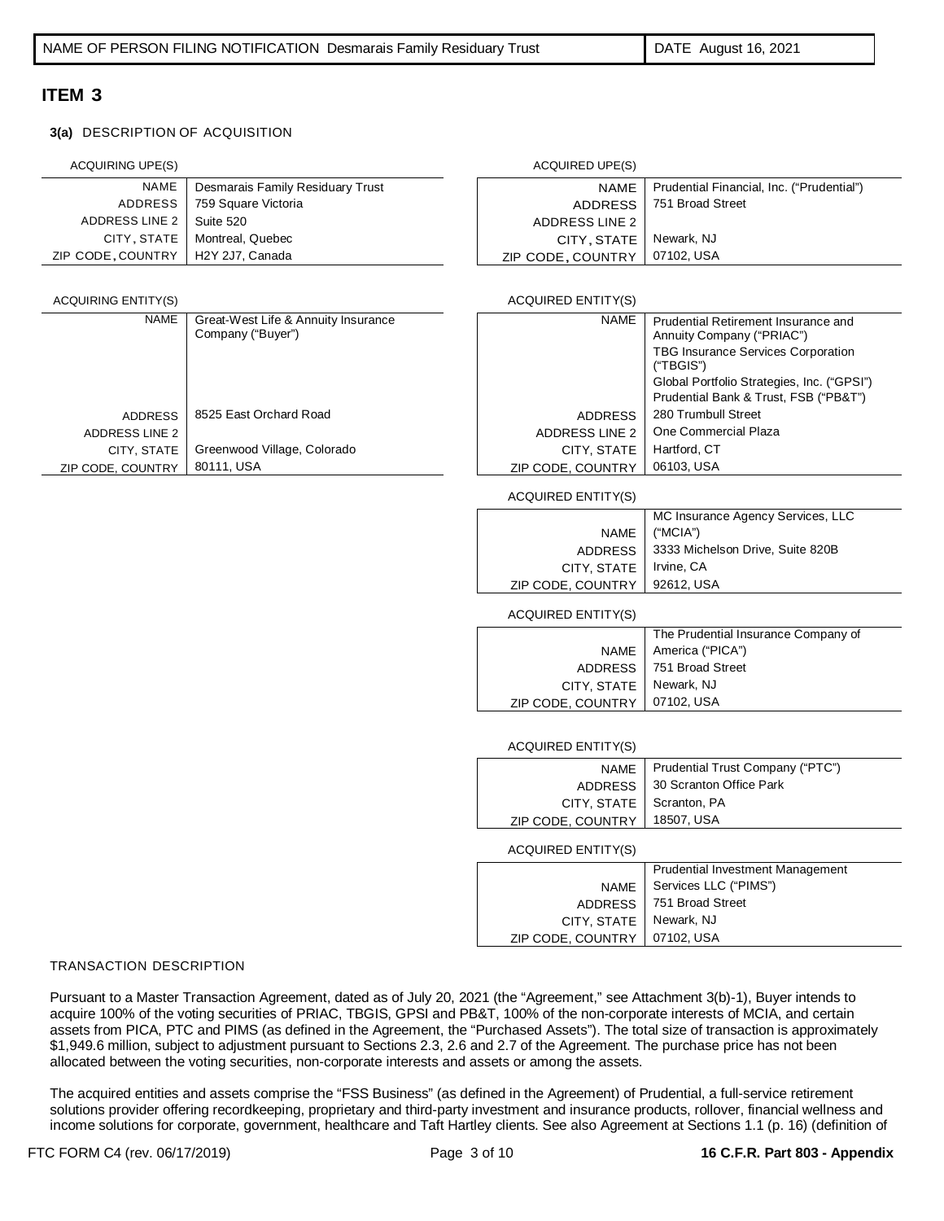| NAME OF PERSON FILING NOTIFICATION Desmarais Family Residuary Trust | DATE August 16, 2021 |
|---|---|

## ITEM 3

**3(a)** DESCRIPTION OF ACQUISITION

ACQUIRING UPE(S)

| | |
|---|---|
| NAME | Desmarais Family Residuary Trust |
| ADDRESS | 759 Square Victoria |
| ADDRESS LINE 2 | Suite 520 |
| CITY, STATE | Montreal, Quebec |
| ZIP CODE, COUNTRY | H2Y 2J7, Canada |

ACQUIRED UPE(S)

| | |
|---|---|
| NAME | Prudential Financial, Inc. ("Prudential") |
| ADDRESS | 751 Broad Street |
| ADDRESS LINE 2 | |
| CITY, STATE | Newark, NJ |
| ZIP CODE, COUNTRY | 07102, USA |

ACQUIRING ENTITY(S)

| | |
|---|---|
| NAME | Great-West Life & Annuity Insurance Company ("Buyer") |
| ADDRESS | 8525 East Orchard Road |
| ADDRESS LINE 2 | |
| CITY, STATE | Greenwood Village, Colorado |
| ZIP CODE, COUNTRY | 80111, USA |

ACQUIRED ENTITY(S)

| | |
|---|---|
| NAME | Prudential Retirement Insurance and Annuity Company ("PRIAC")<br>TBG Insurance Services Corporation ("TBGIS")<br>Global Portfolio Strategies, Inc. ("GPSI")<br>Prudential Bank & Trust, FSB ("PB&T") |
| ADDRESS | 280 Trumbull Street |
| ADDRESS LINE 2 | One Commercial Plaza |
| CITY, STATE | Hartford, CT |
| ZIP CODE, COUNTRY | 06103, USA |

ACQUIRED ENTITY(S)

| | |
|---|---|
| NAME | MC Insurance Agency Services, LLC ("MCIA") |
| ADDRESS | 3333 Michelson Drive, Suite 820B |
| CITY, STATE | Irvine, CA |
| ZIP CODE, COUNTRY | 92612, USA |

ACQUIRED ENTITY(S)

| | |
|---|---|
| NAME | The Prudential Insurance Company of America ("PICA") |
| ADDRESS | 751 Broad Street |
| CITY, STATE | Newark, NJ |
| ZIP CODE, COUNTRY | 07102, USA |

ACQUIRED ENTITY(S)

| | |
|---|---|
| NAME | Prudential Trust Company ("PTC") |
| ADDRESS | 30 Scranton Office Park |
| CITY, STATE | Scranton, PA |
| ZIP CODE, COUNTRY | 18507, USA |

ACQUIRED ENTITY(S)

| | |
|---|---|
| NAME | Prudential Investment Management Services LLC ("PIMS") |
| ADDRESS | 751 Broad Street |
| CITY, STATE | Newark, NJ |
| ZIP CODE, COUNTRY | 07102, USA |

TRANSACTION DESCRIPTION

Pursuant to a Master Transaction Agreement, dated as of July 20, 2021 (the "Agreement," see Attachment 3(b)-1), Buyer intends to acquire 100% of the voting securities of PRIAC, TBGIS, GPSI and PB&T, 100% of the non-corporate interests of MCIA, and certain assets from PICA, PTC and PIMS (as defined in the Agreement, the "Purchased Assets"). The total size of transaction is approximately $1,949.6 million, subject to adjustment pursuant to Sections 2.3, 2.6 and 2.7 of the Agreement. The purchase price has not been allocated between the voting securities, non-corporate interests and assets or among the assets.

The acquired entities and assets comprise the "FSS Business" (as defined in the Agreement) of Prudential, a full-service retirement solutions provider offering recordkeeping, proprietary and third-party investment and insurance products, rollover, financial wellness and income solutions for corporate, government, healthcare and Taft Hartley clients. See also Agreement at Sections 1.1 (p. 16) (definition of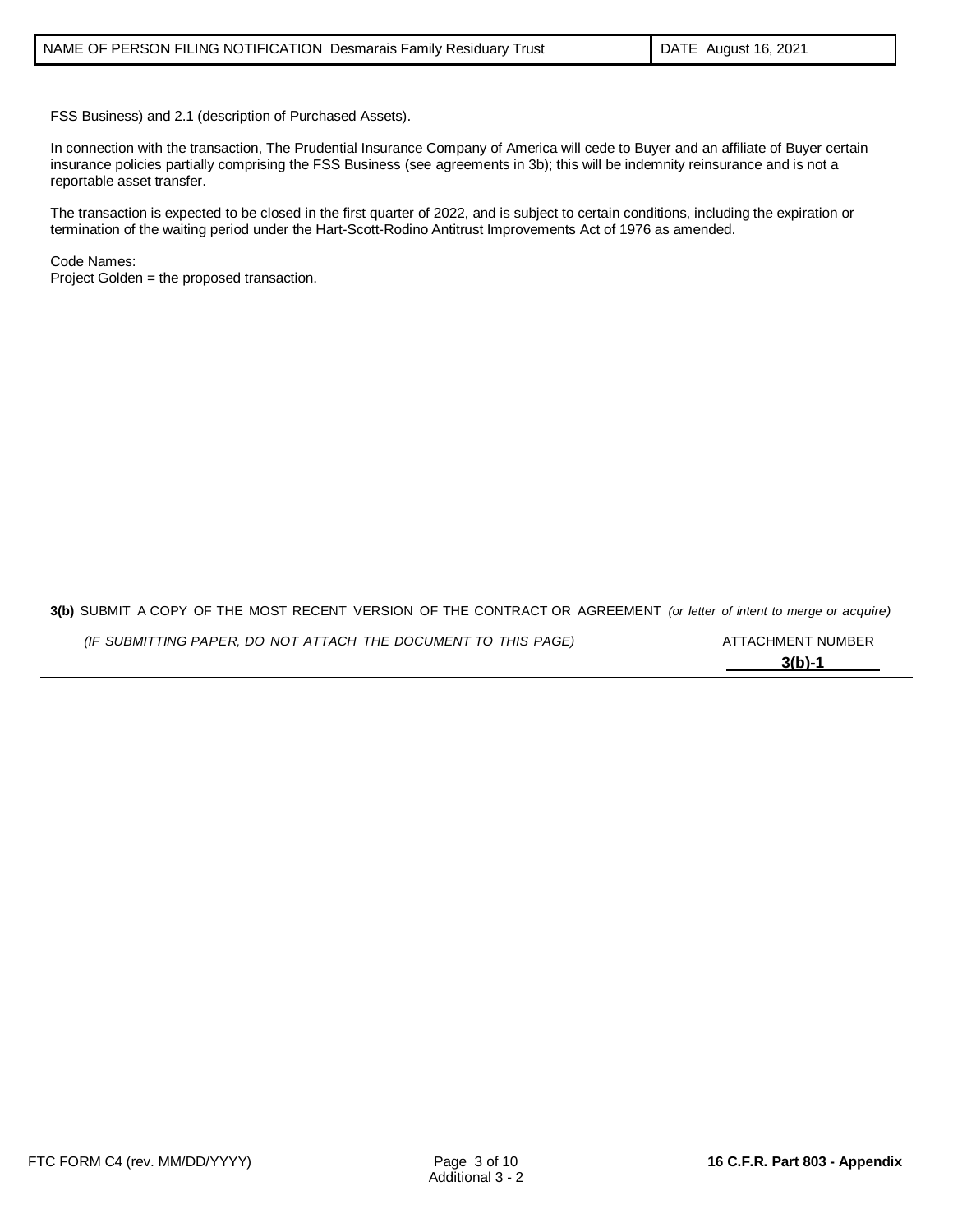FSS Business) and 2.1 (description of Purchased Assets).

In connection with the transaction, The Prudential Insurance Company of America will cede to Buyer and an affiliate of Buyer certain insurance policies partially comprising the FSS Business (see agreements in 3b); this will be indemnity reinsurance and is not a reportable asset transfer.

The transaction is expected to be closed in the first quarter of 2022, and is subject to certain conditions, including the expiration or termination of the waiting period under the Hart-Scott-Rodino Antitrust Improvements Act of 1976 as amended.

Code Names:
Project Golden = the proposed transaction.

**3(b)** SUBMIT A COPY OF THE MOST RECENT VERSION OF THE CONTRACT OR AGREEMENT *(or letter of intent to merge or acquire)*

*(IF SUBMITTING PAPER, DO NOT ATTACH THE DOCUMENT TO THIS PAGE)*

ATTACHMENT NUMBER
**3(b)-1**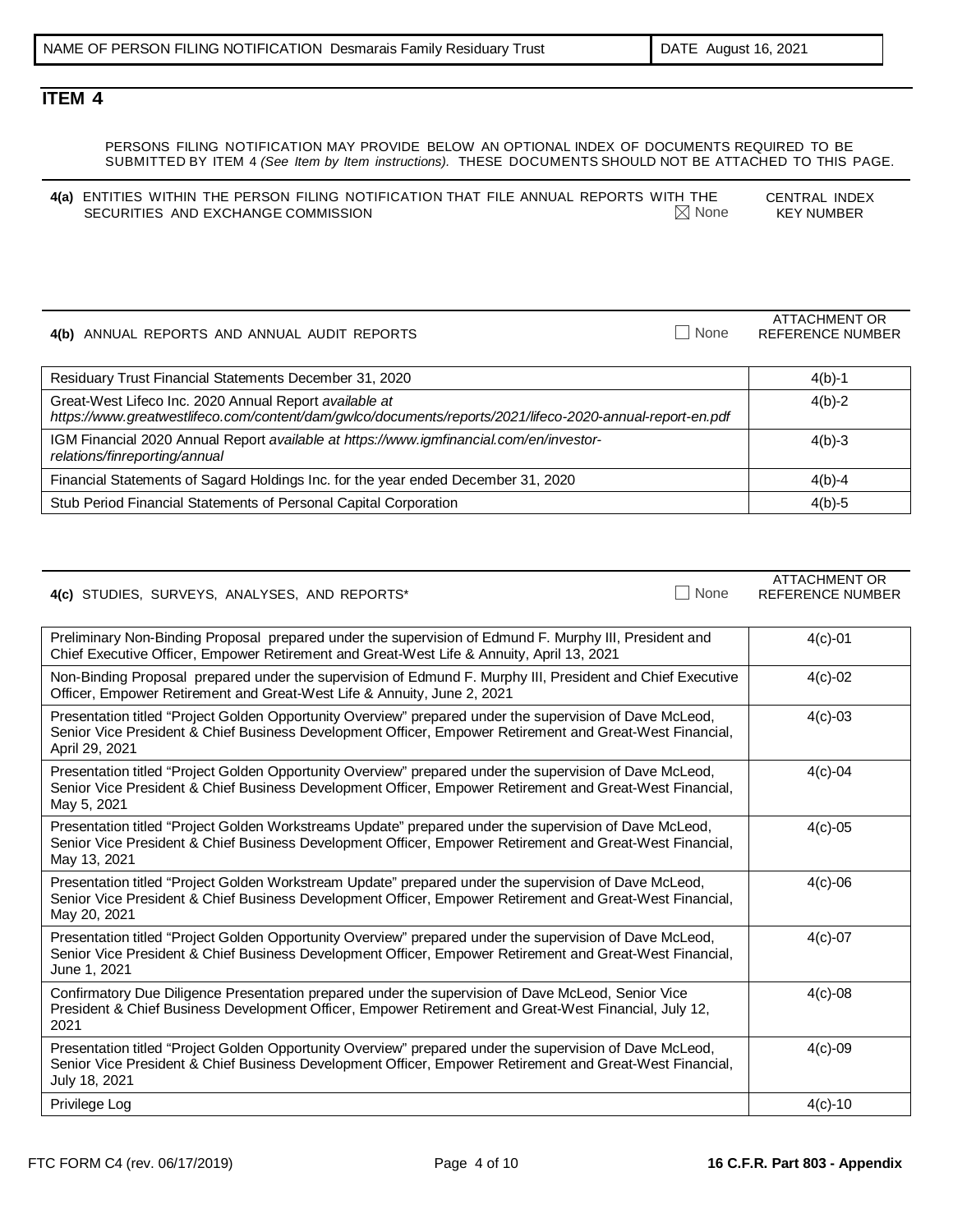| NAME OF PERSON FILING NOTIFICATION Desmarais Family Residuary Trust | DATE August 16, 2021 |
|---|---|

## ITEM 4

PERSONS FILING NOTIFICATION MAY PROVIDE BELOW AN OPTIONAL INDEX OF DOCUMENTS REQUIRED TO BE SUBMITTED BY ITEM 4 *(See Item by Item instructions).* THESE DOCUMENTS SHOULD NOT BE ATTACHED TO THIS PAGE.

**4(a)** ENTITIES WITHIN THE PERSON FILING NOTIFICATION THAT FILE ANNUAL REPORTS WITH THE SECURITIES AND EXCHANGE COMMISSION ☒ None — CENTRAL INDEX KEY NUMBER

**4(b)** ANNUAL REPORTS AND ANNUAL AUDIT REPORTS ☐ None

| | ATTACHMENT OR REFERENCE NUMBER |
|---|---|
| Residuary Trust Financial Statements December 31, 2020 | 4(b)-1 |
| Great-West Lifeco Inc. 2020 Annual Report *available at https://www.greatwestlifeco.com/content/dam/gwlco/documents/reports/2021/lifeco-2020-annual-report-en.pdf* | 4(b)-2 |
| IGM Financial 2020 Annual Report *available at https://www.igmfinancial.com/en/investor-relations/finreporting/annual* | 4(b)-3 |
| Financial Statements of Sagard Holdings Inc. for the year ended December 31, 2020 | 4(b)-4 |
| Stub Period Financial Statements of Personal Capital Corporation | 4(b)-5 |

**4(c)** STUDIES, SURVEYS, ANALYSES, AND REPORTS* ☐ None

| | ATTACHMENT OR REFERENCE NUMBER |
|---|---|
| Preliminary Non-Binding Proposal prepared under the supervision of Edmund F. Murphy III, President and Chief Executive Officer, Empower Retirement and Great-West Life & Annuity, April 13, 2021 | 4(c)-01 |
| Non-Binding Proposal prepared under the supervision of Edmund F. Murphy III, President and Chief Executive Officer, Empower Retirement and Great-West Life & Annuity, June 2, 2021 | 4(c)-02 |
| Presentation titled "Project Golden Opportunity Overview" prepared under the supervision of Dave McLeod, Senior Vice President & Chief Business Development Officer, Empower Retirement and Great-West Financial, April 29, 2021 | 4(c)-03 |
| Presentation titled "Project Golden Opportunity Overview" prepared under the supervision of Dave McLeod, Senior Vice President & Chief Business Development Officer, Empower Retirement and Great-West Financial, May 5, 2021 | 4(c)-04 |
| Presentation titled "Project Golden Workstreams Update" prepared under the supervision of Dave McLeod, Senior Vice President & Chief Business Development Officer, Empower Retirement and Great-West Financial, May 13, 2021 | 4(c)-05 |
| Presentation titled "Project Golden Workstream Update" prepared under the supervision of Dave McLeod, Senior Vice President & Chief Business Development Officer, Empower Retirement and Great-West Financial, May 20, 2021 | 4(c)-06 |
| Presentation titled "Project Golden Opportunity Overview" prepared under the supervision of Dave McLeod, Senior Vice President & Chief Business Development Officer, Empower Retirement and Great-West Financial, June 1, 2021 | 4(c)-07 |
| Confirmatory Due Diligence Presentation prepared under the supervision of Dave McLeod, Senior Vice President & Chief Business Development Officer, Empower Retirement and Great-West Financial, July 12, 2021 | 4(c)-08 |
| Presentation titled "Project Golden Opportunity Overview" prepared under the supervision of Dave McLeod, Senior Vice President & Chief Business Development Officer, Empower Retirement and Great-West Financial, July 18, 2021 | 4(c)-09 |
| Privilege Log | 4(c)-10 |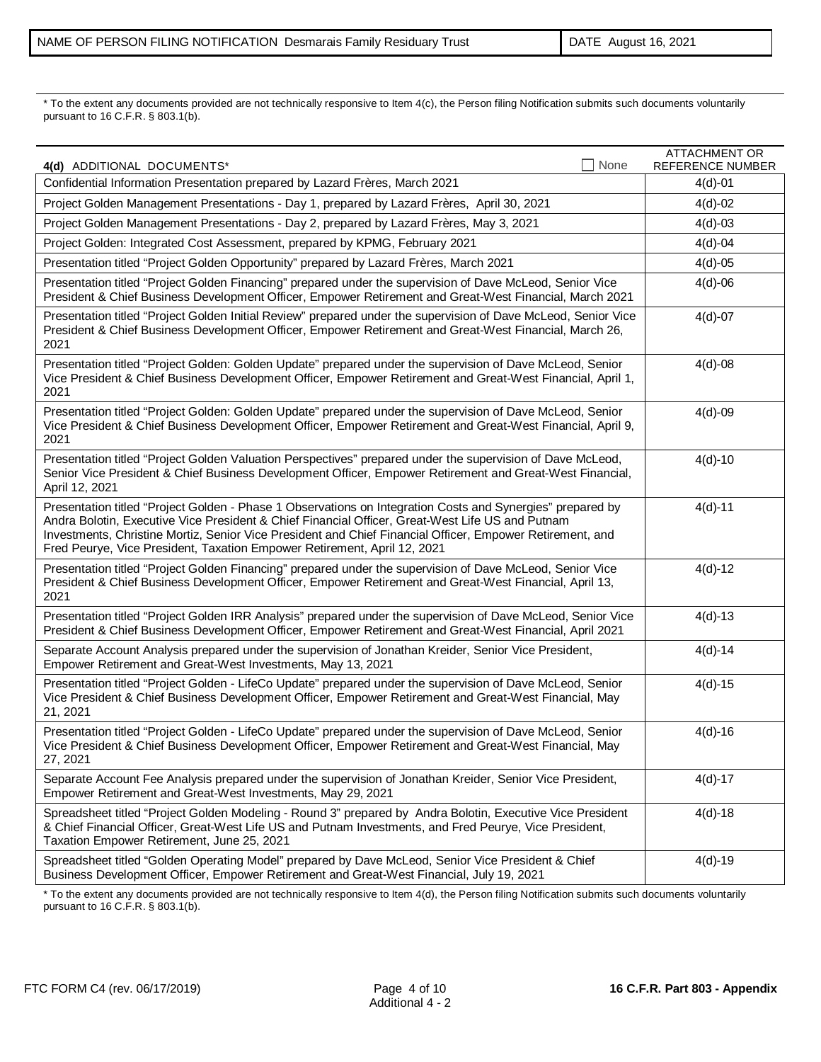| NAME OF PERSON FILING NOTIFICATION Desmarais Family Residuary Trust | DATE August 16, 2021 |
|---|---|

* To the extent any documents provided are not technically responsive to Item 4(c), the Person filing Notification submits such documents voluntarily pursuant to 16 C.F.R. § 803.1(b).

| **4(d)** ADDITIONAL DOCUMENTS* ☐ None | ATTACHMENT OR REFERENCE NUMBER |
|---|---|
| Confidential Information Presentation prepared by Lazard Frères, March 2021 | 4(d)-01 |
| Project Golden Management Presentations - Day 1, prepared by Lazard Frères, April 30, 2021 | 4(d)-02 |
| Project Golden Management Presentations - Day 2, prepared by Lazard Frères, May 3, 2021 | 4(d)-03 |
| Project Golden: Integrated Cost Assessment, prepared by KPMG, February 2021 | 4(d)-04 |
| Presentation titled "Project Golden Opportunity" prepared by Lazard Frères, March 2021 | 4(d)-05 |
| Presentation titled "Project Golden Financing" prepared under the supervision of Dave McLeod, Senior Vice President & Chief Business Development Officer, Empower Retirement and Great-West Financial, March 2021 | 4(d)-06 |
| Presentation titled "Project Golden Initial Review" prepared under the supervision of Dave McLeod, Senior Vice President & Chief Business Development Officer, Empower Retirement and Great-West Financial, March 26, 2021 | 4(d)-07 |
| Presentation titled "Project Golden: Golden Update" prepared under the supervision of Dave McLeod, Senior Vice President & Chief Business Development Officer, Empower Retirement and Great-West Financial, April 1, 2021 | 4(d)-08 |
| Presentation titled "Project Golden: Golden Update" prepared under the supervision of Dave McLeod, Senior Vice President & Chief Business Development Officer, Empower Retirement and Great-West Financial, April 9, 2021 | 4(d)-09 |
| Presentation titled "Project Golden Valuation Perspectives" prepared under the supervision of Dave McLeod, Senior Vice President & Chief Business Development Officer, Empower Retirement and Great-West Financial, April 12, 2021 | 4(d)-10 |
| Presentation titled "Project Golden - Phase 1 Observations on Integration Costs and Synergies" prepared by Andra Bolotin, Executive Vice President & Chief Financial Officer, Great-West Life US and Putnam Investments, Christine Mortiz, Senior Vice President and Chief Financial Officer, Empower Retirement, and Fred Peurye, Vice President, Taxation Empower Retirement, April 12, 2021 | 4(d)-11 |
| Presentation titled "Project Golden Financing" prepared under the supervision of Dave McLeod, Senior Vice President & Chief Business Development Officer, Empower Retirement and Great-West Financial, April 13, 2021 | 4(d)-12 |
| Presentation titled "Project Golden IRR Analysis" prepared under the supervision of Dave McLeod, Senior Vice President & Chief Business Development Officer, Empower Retirement and Great-West Financial, April 2021 | 4(d)-13 |
| Separate Account Analysis prepared under the supervision of Jonathan Kreider, Senior Vice President, Empower Retirement and Great-West Investments, May 13, 2021 | 4(d)-14 |
| Presentation titled "Project Golden - LifeCo Update" prepared under the supervision of Dave McLeod, Senior Vice President & Chief Business Development Officer, Empower Retirement and Great-West Financial, May 21, 2021 | 4(d)-15 |
| Presentation titled "Project Golden - LifeCo Update" prepared under the supervision of Dave McLeod, Senior Vice President & Chief Business Development Officer, Empower Retirement and Great-West Financial, May 27, 2021 | 4(d)-16 |
| Separate Account Fee Analysis prepared under the supervision of Jonathan Kreider, Senior Vice President, Empower Retirement and Great-West Investments, May 29, 2021 | 4(d)-17 |
| Spreadsheet titled "Project Golden Modeling - Round 3" prepared by Andra Bolotin, Executive Vice President & Chief Financial Officer, Great-West Life US and Putnam Investments, and Fred Peurye, Vice President, Taxation Empower Retirement, June 25, 2021 | 4(d)-18 |
| Spreadsheet titled "Golden Operating Model" prepared by Dave McLeod, Senior Vice President & Chief Business Development Officer, Empower Retirement and Great-West Financial, July 19, 2021 | 4(d)-19 |

* To the extent any documents provided are not technically responsive to Item 4(d), the Person filing Notification submits such documents voluntarily pursuant to 16 C.F.R. § 803.1(b).

FTC FORM C4 (rev. 06/17/2019) — Additional 4 - 2 — 16 C.F.R. Part 803 - Appendix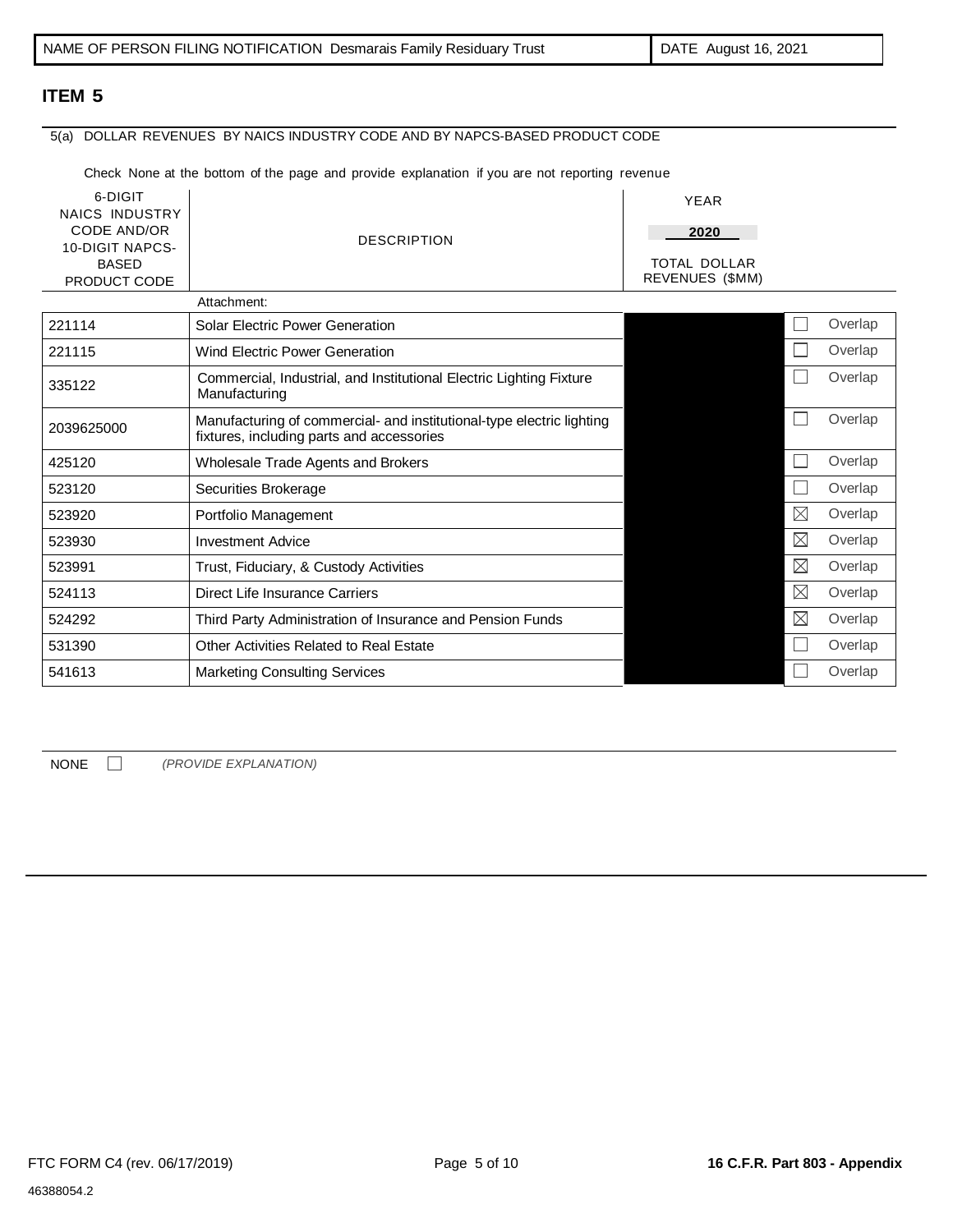| NAME OF PERSON FILING NOTIFICATION Desmarais Family Residuary Trust | DATE August 16, 2021 |
|---|---|

## ITEM 5

5(a) DOLLAR REVENUES BY NAICS INDUSTRY CODE AND BY NAPCS-BASED PRODUCT CODE

Check None at the bottom of the page and provide explanation if you are not reporting revenue

| 6-DIGIT NAICS INDUSTRY CODE AND/OR 10-DIGIT NAPCS-BASED PRODUCT CODE | DESCRIPTION | YEAR 2020 TOTAL DOLLAR REVENUES ($MM) | Overlap |
|---|---|---|---|
| | Attachment: | | |
| 221114 | Solar Electric Power Generation | [redacted] | ☐ Overlap |
| 221115 | Wind Electric Power Generation | [redacted] | ☐ Overlap |
| 335122 | Commercial, Industrial, and Institutional Electric Lighting Fixture Manufacturing | [redacted] | ☐ Overlap |
| 2039625000 | Manufacturing of commercial- and institutional-type electric lighting fixtures, including parts and accessories | [redacted] | ☐ Overlap |
| 425120 | Wholesale Trade Agents and Brokers | [redacted] | ☐ Overlap |
| 523120 | Securities Brokerage | [redacted] | ☐ Overlap |
| 523920 | Portfolio Management | [redacted] | ☒ Overlap |
| 523930 | Investment Advice | [redacted] | ☒ Overlap |
| 523991 | Trust, Fiduciary, & Custody Activities | [redacted] | ☒ Overlap |
| 524113 | Direct Life Insurance Carriers | [redacted] | ☒ Overlap |
| 524292 | Third Party Administration of Insurance and Pension Funds | [redacted] | ☒ Overlap |
| 531390 | Other Activities Related to Real Estate | [redacted] | ☐ Overlap |
| 541613 | Marketing Consulting Services | [redacted] | ☐ Overlap |

NONE ☐ *(PROVIDE EXPLANATION)*

FTC FORM C4 (rev. 06/17/2019) **16 C.F.R. Part 803 - Appendix**

46388054.2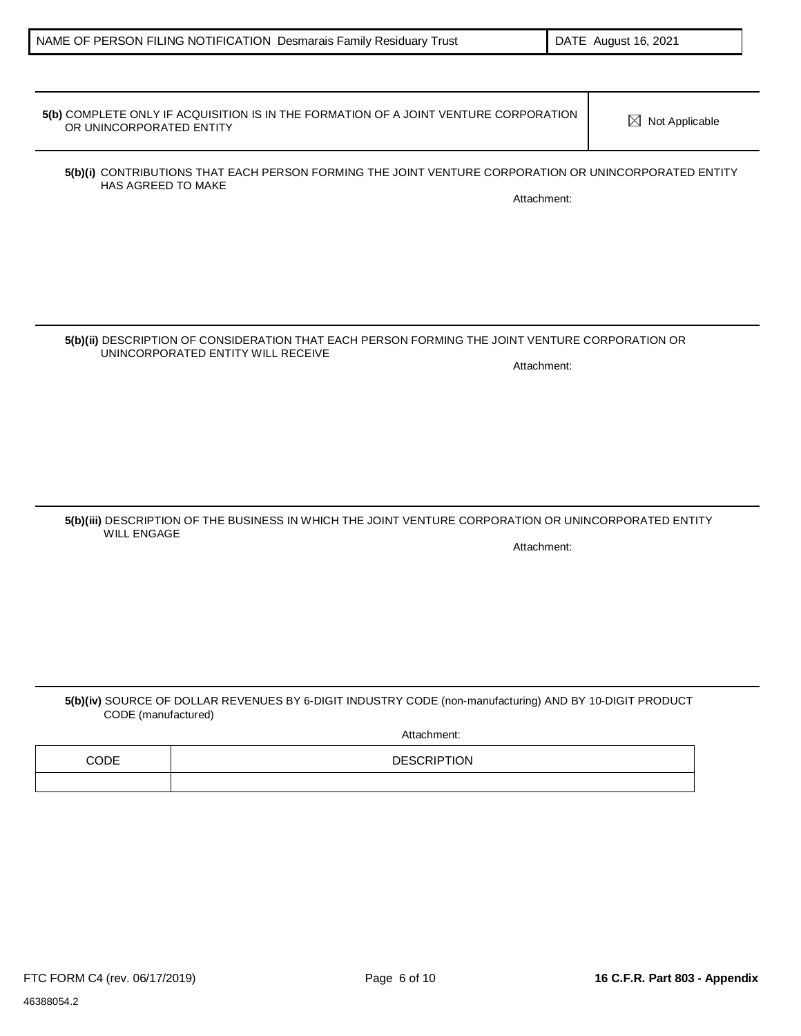| NAME OF PERSON FILING NOTIFICATION Desmarais Family Residuary Trust | DATE August 16, 2021 |
|---|---|

**5(b)** COMPLETE ONLY IF ACQUISITION IS IN THE FORMATION OF A JOINT VENTURE CORPORATION OR UNINCORPORATED ENTITY

☒ Not Applicable

**5(b)(i)** CONTRIBUTIONS THAT EACH PERSON FORMING THE JOINT VENTURE CORPORATION OR UNINCORPORATED ENTITY HAS AGREED TO MAKE

Attachment:

**5(b)(ii)** DESCRIPTION OF CONSIDERATION THAT EACH PERSON FORMING THE JOINT VENTURE CORPORATION OR UNINCORPORATED ENTITY WILL RECEIVE

Attachment:

**5(b)(iii)** DESCRIPTION OF THE BUSINESS IN WHICH THE JOINT VENTURE CORPORATION OR UNINCORPORATED ENTITY WILL ENGAGE

Attachment:

**5(b)(iv)** SOURCE OF DOLLAR REVENUES BY 6-DIGIT INDUSTRY CODE (non-manufacturing) AND BY 10-DIGIT PRODUCT CODE (manufactured)

Attachment:

| CODE | DESCRIPTION |
|---|---|
| | |

FTC FORM C4 (rev. 06/17/2019)

**16 C.F.R. Part 803 - Appendix**

46388054.2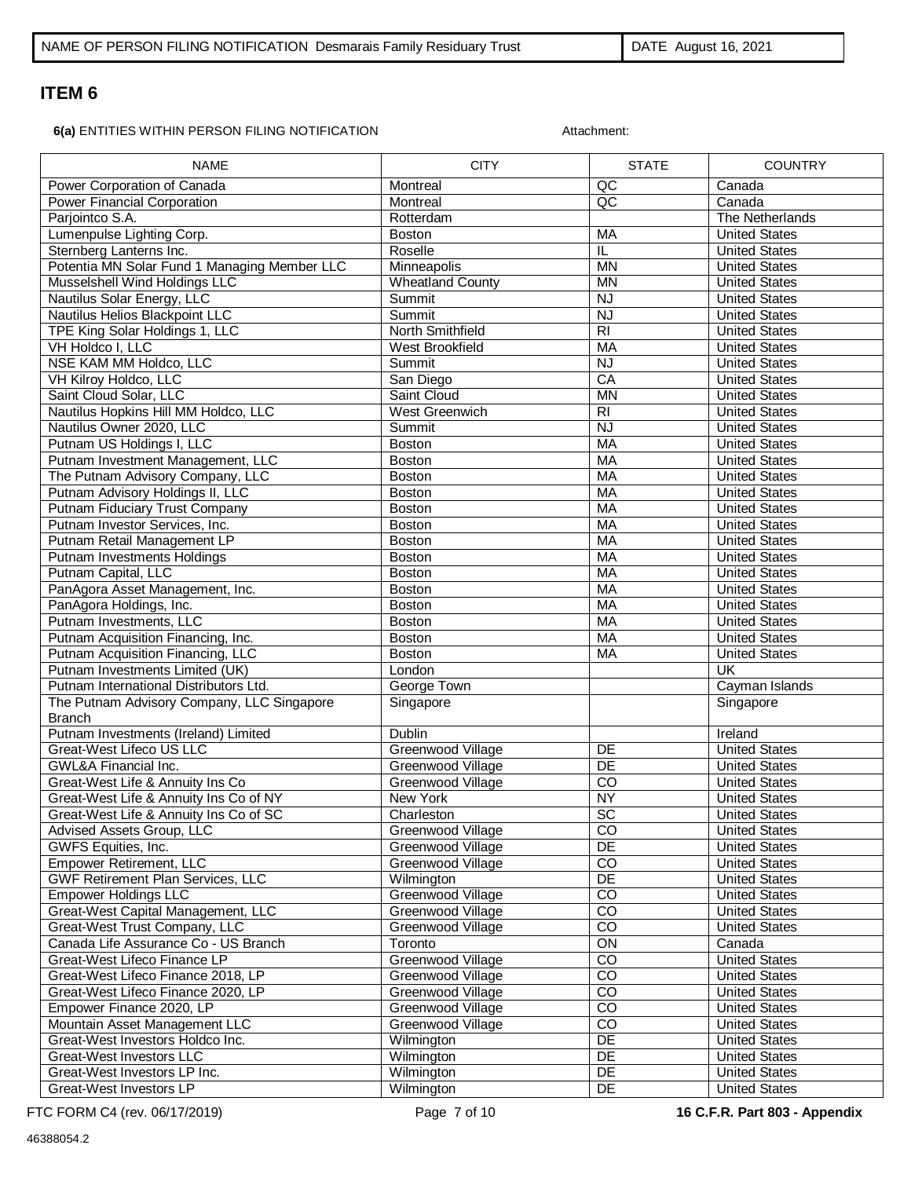| NAME OF PERSON FILING NOTIFICATION Desmarais Family Residuary Trust | DATE August 16, 2021 |
|---|---|

## ITEM 6

**6(a)** ENTITIES WITHIN PERSON FILING NOTIFICATION Attachment:

| NAME | CITY | STATE | COUNTRY |
|---|---|---|---|
| Power Corporation of Canada | Montreal | QC | Canada |
| Power Financial Corporation | Montreal | QC | Canada |
| Parjointco S.A. | Rotterdam | | The Netherlands |
| Lumenpulse Lighting Corp. | Boston | MA | United States |
| Sternberg Lanterns Inc. | Roselle | IL | United States |
| Potentia MN Solar Fund 1 Managing Member LLC | Minneapolis | MN | United States |
| Musselshell Wind Holdings LLC | Wheatland County | MN | United States |
| Nautilus Solar Energy, LLC | Summit | NJ | United States |
| Nautilus Helios Blackpoint LLC | Summit | NJ | United States |
| TPE King Solar Holdings 1, LLC | North Smithfield | RI | United States |
| VH Holdco I, LLC | West Brookfield | MA | United States |
| NSE KAM MM Holdco, LLC | Summit | NJ | United States |
| VH Kilroy Holdco, LLC | San Diego | CA | United States |
| Saint Cloud Solar, LLC | Saint Cloud | MN | United States |
| Nautilus Hopkins Hill MM Holdco, LLC | West Greenwich | RI | United States |
| Nautilus Owner 2020, LLC | Summit | NJ | United States |
| Putnam US Holdings I, LLC | Boston | MA | United States |
| Putnam Investment Management, LLC | Boston | MA | United States |
| The Putnam Advisory Company, LLC | Boston | MA | United States |
| Putnam Advisory Holdings II, LLC | Boston | MA | United States |
| Putnam Fiduciary Trust Company | Boston | MA | United States |
| Putnam Investor Services, Inc. | Boston | MA | United States |
| Putnam Retail Management LP | Boston | MA | United States |
| Putnam Investments Holdings | Boston | MA | United States |
| Putnam Capital, LLC | Boston | MA | United States |
| PanAgora Asset Management, Inc. | Boston | MA | United States |
| PanAgora Holdings, Inc. | Boston | MA | United States |
| Putnam Investments, LLC | Boston | MA | United States |
| Putnam Acquisition Financing, Inc. | Boston | MA | United States |
| Putnam Acquisition Financing, LLC | Boston | MA | United States |
| Putnam Investments Limited (UK) | London | | UK |
| Putnam International Distributors Ltd. | George Town | | Cayman Islands |
| The Putnam Advisory Company, LLC Singapore Branch | Singapore | | Singapore |
| Putnam Investments (Ireland) Limited | Dublin | | Ireland |
| Great-West Lifeco US LLC | Greenwood Village | DE | United States |
| GWL&A Financial Inc. | Greenwood Village | DE | United States |
| Great-West Life & Annuity Ins Co | Greenwood Village | CO | United States |
| Great-West Life & Annuity Ins Co of NY | New York | NY | United States |
| Great-West Life & Annuity Ins Co of SC | Charleston | SC | United States |
| Advised Assets Group, LLC | Greenwood Village | CO | United States |
| GWFS Equities, Inc. | Greenwood Village | DE | United States |
| Empower Retirement, LLC | Greenwood Village | CO | United States |
| GWF Retirement Plan Services, LLC | Wilmington | DE | United States |
| Empower Holdings LLC | Greenwood Village | CO | United States |
| Great-West Capital Management, LLC | Greenwood Village | CO | United States |
| Great-West Trust Company, LLC | Greenwood Village | CO | United States |
| Canada Life Assurance Co - US Branch | Toronto | ON | Canada |
| Great-West Lifeco Finance LP | Greenwood Village | CO | United States |
| Great-West Lifeco Finance 2018, LP | Greenwood Village | CO | United States |
| Great-West Lifeco Finance 2020, LP | Greenwood Village | CO | United States |
| Empower Finance 2020, LP | Greenwood Village | CO | United States |
| Mountain Asset Management LLC | Greenwood Village | CO | United States |
| Great-West Investors Holdco Inc. | Wilmington | DE | United States |
| Great-West Investors LLC | Wilmington | DE | United States |
| Great-West Investors LP Inc. | Wilmington | DE | United States |
| Great-West Investors LP | Wilmington | DE | United States |

FTC FORM C4 (rev. 06/17/2019) **16 C.F.R. Part 803 - Appendix**

46388054.2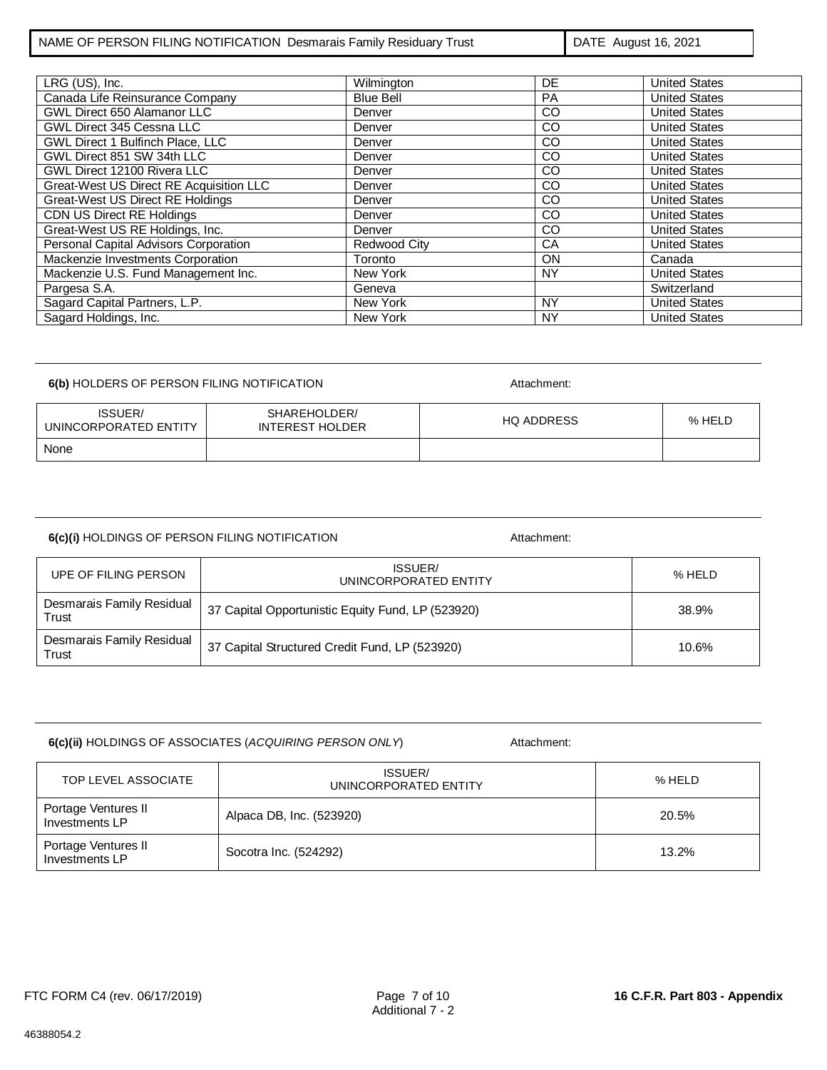| NAME OF PERSON FILING NOTIFICATION Desmarais Family Residuary Trust | DATE August 16, 2021 |
|---|---|

| | | | |
|---|---|---|---|
| LRG (US), Inc. | Wilmington | DE | United States |
| Canada Life Reinsurance Company | Blue Bell | PA | United States |
| GWL Direct 650 Alamanor LLC | Denver | CO | United States |
| GWL Direct 345 Cessna LLC | Denver | CO | United States |
| GWL Direct 1 Bulfinch Place, LLC | Denver | CO | United States |
| GWL Direct 851 SW 34th LLC | Denver | CO | United States |
| GWL Direct 12100 Rivera LLC | Denver | CO | United States |
| Great-West US Direct RE Acquisition LLC | Denver | CO | United States |
| Great-West US Direct RE Holdings | Denver | CO | United States |
| CDN US Direct RE Holdings | Denver | CO | United States |
| Great-West US RE Holdings, Inc. | Denver | CO | United States |
| Personal Capital Advisors Corporation | Redwood City | CA | United States |
| Mackenzie Investments Corporation | Toronto | ON | Canada |
| Mackenzie U.S. Fund Management Inc. | New York | NY | United States |
| Pargesa S.A. | Geneva | | Switzerland |
| Sagard Capital Partners, L.P. | New York | NY | United States |
| Sagard Holdings, Inc. | New York | NY | United States |

**6(b)** HOLDERS OF PERSON FILING NOTIFICATION Attachment:

| ISSUER/ UNINCORPORATED ENTITY | SHAREHOLDER/ INTEREST HOLDER | HQ ADDRESS | % HELD |
|---|---|---|---|
| None | | | |

**6(c)(i)** HOLDINGS OF PERSON FILING NOTIFICATION Attachment:

| UPE OF FILING PERSON | ISSUER/ UNINCORPORATED ENTITY | % HELD |
|---|---|---|
| Desmarais Family Residual Trust | 37 Capital Opportunistic Equity Fund, LP (523920) | 38.9% |
| Desmarais Family Residual Trust | 37 Capital Structured Credit Fund, LP (523920) | 10.6% |

**6(c)(ii)** HOLDINGS OF ASSOCIATES (*ACQUIRING PERSON ONLY*) Attachment:

| TOP LEVEL ASSOCIATE | ISSUER/ UNINCORPORATED ENTITY | % HELD |
|---|---|---|
| Portage Ventures II Investments LP | Alpaca DB, Inc. (523920) | 20.5% |
| Portage Ventures II Investments LP | Socotra Inc. (524292) | 13.2% |

FTC FORM C4 (rev. 06/17/2019) Additional 7 - 2 **16 C.F.R. Part 803 - Appendix**

46388054.2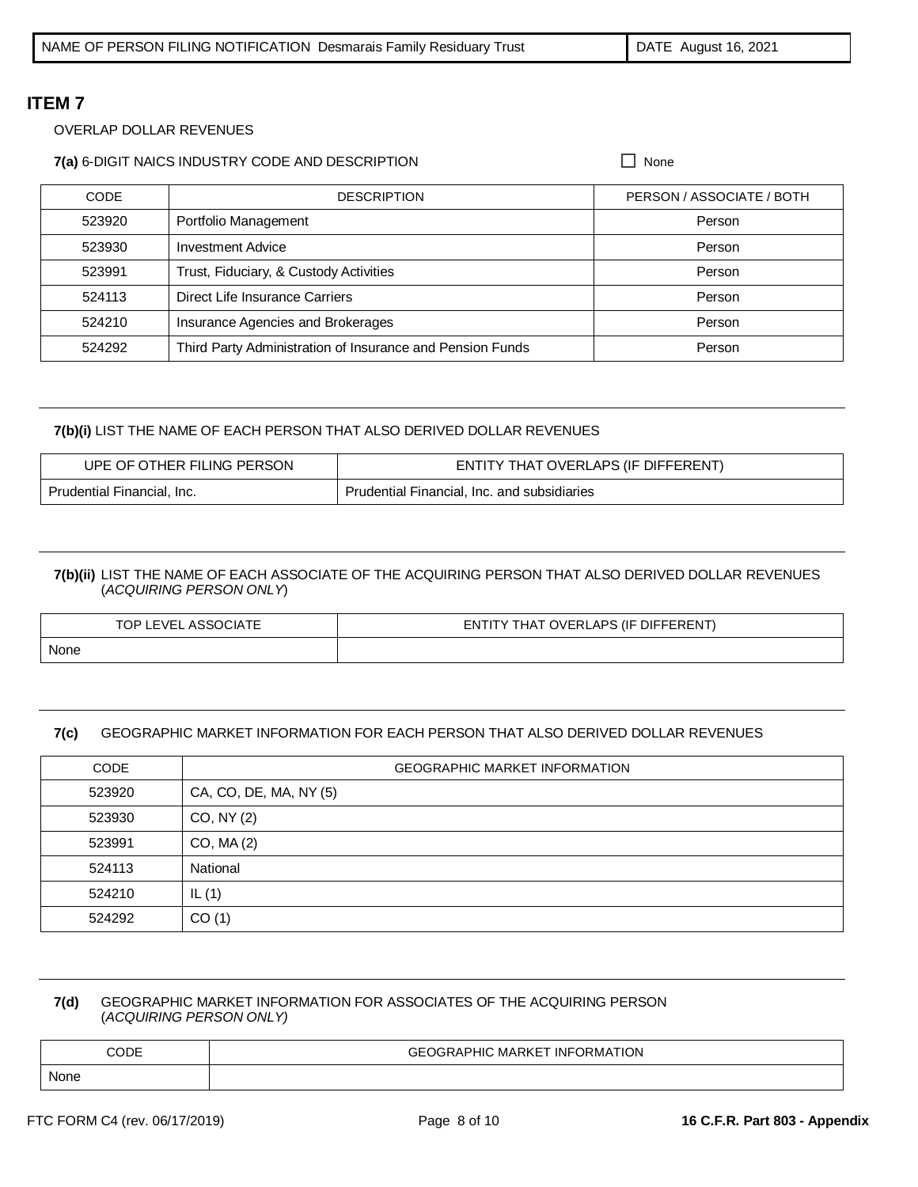| NAME OF PERSON FILING NOTIFICATION Desmarais Family Residuary Trust | DATE August 16, 2021 |
| --- | --- |

## ITEM 7

OVERLAP DOLLAR REVENUES

**7(a)** 6-DIGIT NAICS INDUSTRY CODE AND DESCRIPTION ☐ None

| CODE | DESCRIPTION | PERSON / ASSOCIATE / BOTH |
| --- | --- | --- |
| 523920 | Portfolio Management | Person |
| 523930 | Investment Advice | Person |
| 523991 | Trust, Fiduciary, & Custody Activities | Person |
| 524113 | Direct Life Insurance Carriers | Person |
| 524210 | Insurance Agencies and Brokerages | Person |
| 524292 | Third Party Administration of Insurance and Pension Funds | Person |

**7(b)(i)** LIST THE NAME OF EACH PERSON THAT ALSO DERIVED DOLLAR REVENUES

| UPE OF OTHER FILING PERSON | ENTITY THAT OVERLAPS (IF DIFFERENT) |
| --- | --- |
| Prudential Financial, Inc. | Prudential Financial, Inc. and subsidiaries |

**7(b)(ii)** LIST THE NAME OF EACH ASSOCIATE OF THE ACQUIRING PERSON THAT ALSO DERIVED DOLLAR REVENUES (*ACQUIRING PERSON ONLY*)

| TOP LEVEL ASSOCIATE | ENTITY THAT OVERLAPS (IF DIFFERENT) |
| --- | --- |
| None | |

**7(c)** GEOGRAPHIC MARKET INFORMATION FOR EACH PERSON THAT ALSO DERIVED DOLLAR REVENUES

| CODE | GEOGRAPHIC MARKET INFORMATION |
| --- | --- |
| 523920 | CA, CO, DE, MA, NY (5) |
| 523930 | CO, NY (2) |
| 523991 | CO, MA (2) |
| 524113 | National |
| 524210 | IL (1) |
| 524292 | CO (1) |

**7(d)** GEOGRAPHIC MARKET INFORMATION FOR ASSOCIATES OF THE ACQUIRING PERSON (*ACQUIRING PERSON ONLY)*

| CODE | GEOGRAPHIC MARKET INFORMATION |
| --- | --- |
| None | |

FTC FORM C4 (rev. 06/17/2019) **16 C.F.R. Part 803 - Appendix**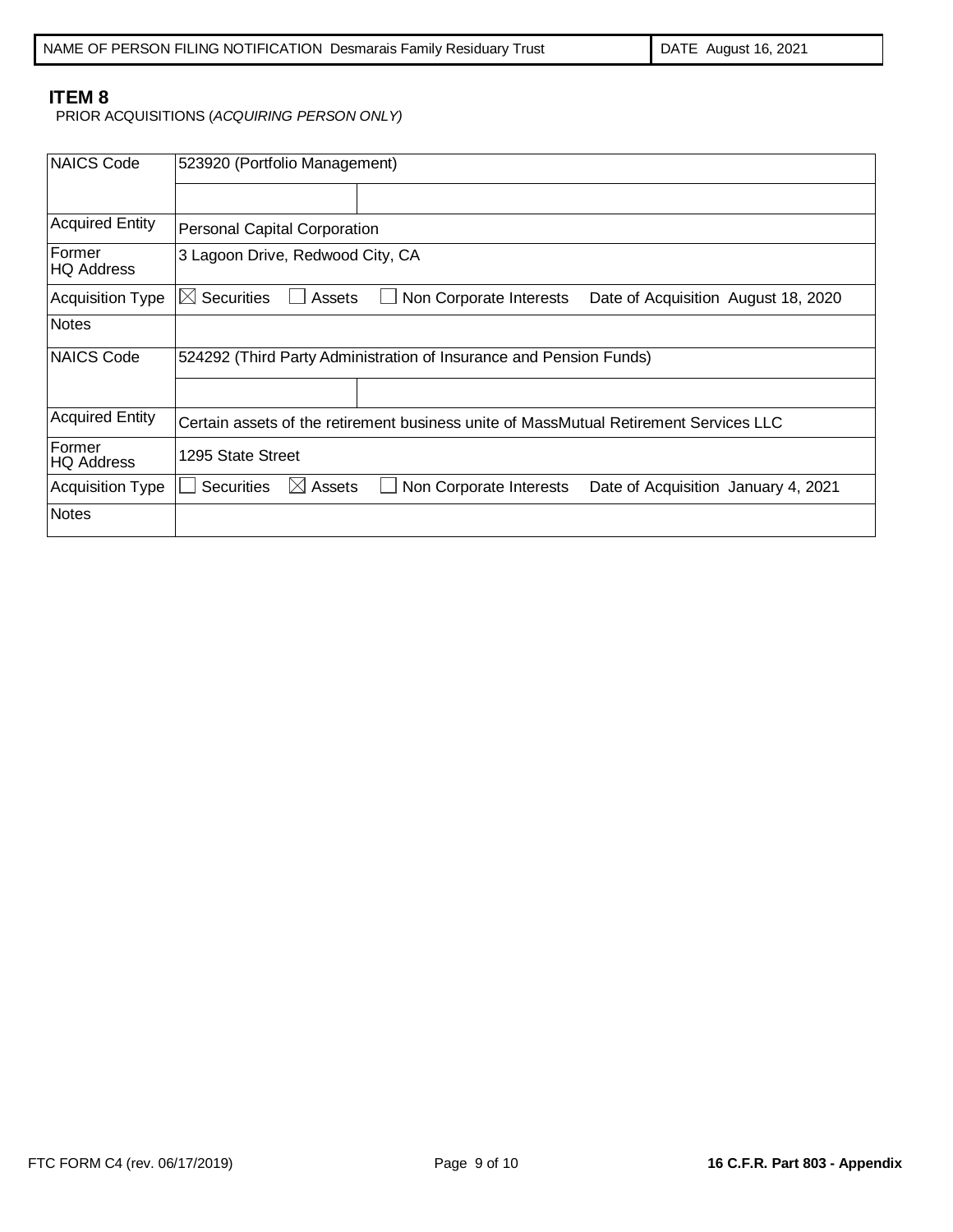| NAME OF PERSON FILING NOTIFICATION Desmarais Family Residuary Trust | DATE August 16, 2021 |
|---|---|

## ITEM 8

PRIOR ACQUISITIONS (*ACQUIRING PERSON ONLY)*

| | | |
|---|---|---|
| NAICS Code | 523920 (Portfolio Management) | |
| | | |
| Acquired Entity | Personal Capital Corporation | |
| Former HQ Address | 3 Lagoon Drive, Redwood City, CA | |
| Acquisition Type | ☒ Securities ☐ Assets ☐ Non Corporate Interests Date of Acquisition August 18, 2020 | |
| Notes | | |
| NAICS Code | 524292 (Third Party Administration of Insurance and Pension Funds) | |
| | | |
| Acquired Entity | Certain assets of the retirement business unite of MassMutual Retirement Services LLC | |
| Former HQ Address | 1295 State Street | |
| Acquisition Type | ☐ Securities ☒ Assets ☐ Non Corporate Interests Date of Acquisition January 4, 2021 | |
| Notes | | |

FTC FORM C4 (rev. 06/17/2019) | 16 C.F.R. Part 803 - Appendix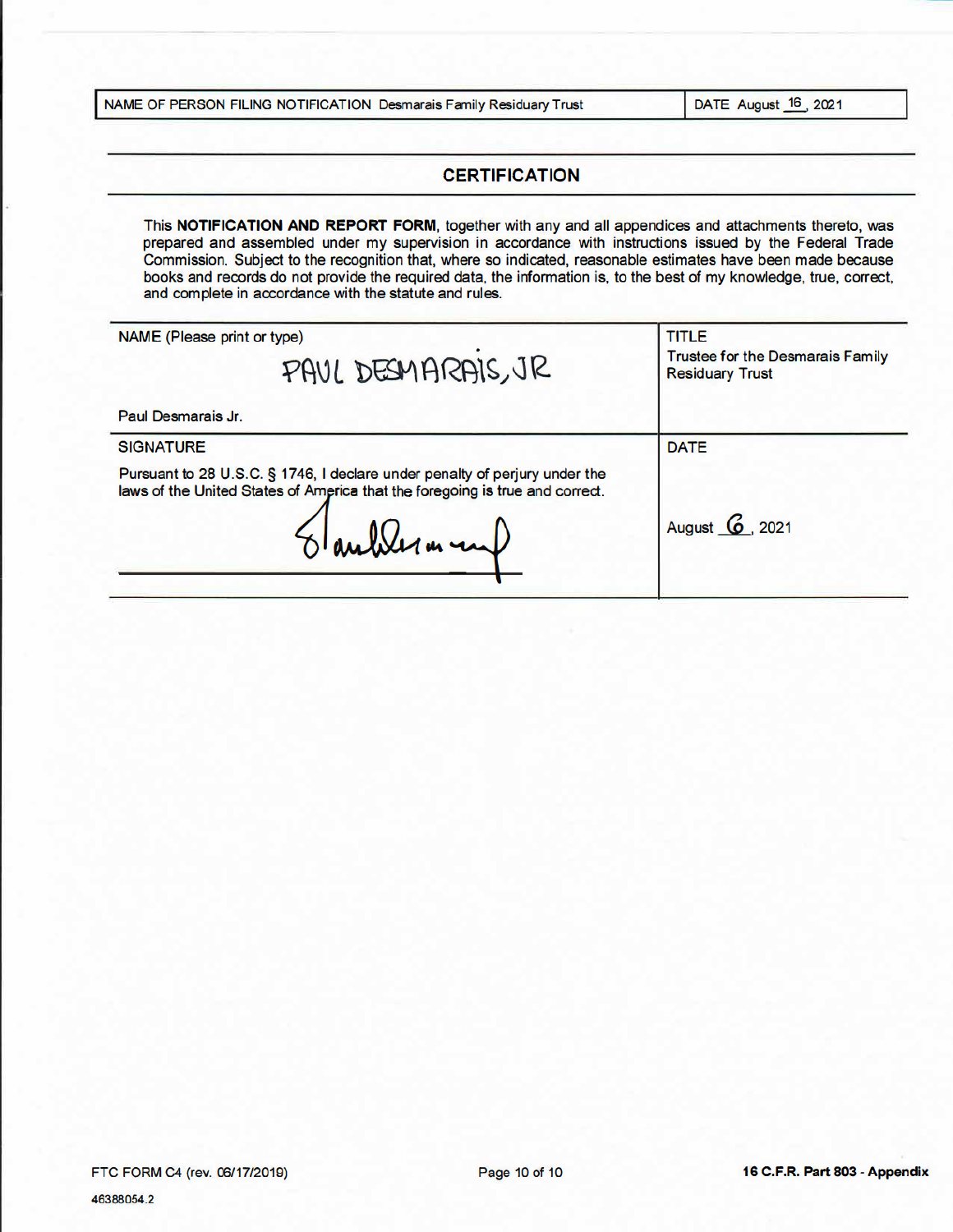| NAME OF PERSON FILING NOTIFICATION Desmarais Family Residuary Trust | DATE August 16, 2021 |
|---|---|

## CERTIFICATION

This **NOTIFICATION AND REPORT FORM**, together with any and all appendices and attachments thereto, was prepared and assembled under my supervision in accordance with instructions issued by the Federal Trade Commission. Subject to the recognition that, where so indicated, reasonable estimates have been made because books and records do not provide the required data, the information is, to the best of my knowledge, true, correct, and complete in accordance with the statute and rules.

| NAME (Please print or type) | TITLE |
|---|---|
| PAUL DESMARAIS, JR<br>Paul Desmarais Jr. | Trustee for the Desmarais Family Residuary Trust |
| SIGNATURE<br>Pursuant to 28 U.S.C. § 1746, I declare under penalty of perjury under the laws of the United States of America that the foregoing is true and correct.<br>[signature] | DATE<br>August 6, 2021 |

FTC FORM C4 (rev. 06/17/2019)

**16 C.F.R. Part 803 - Appendix**

46388054.2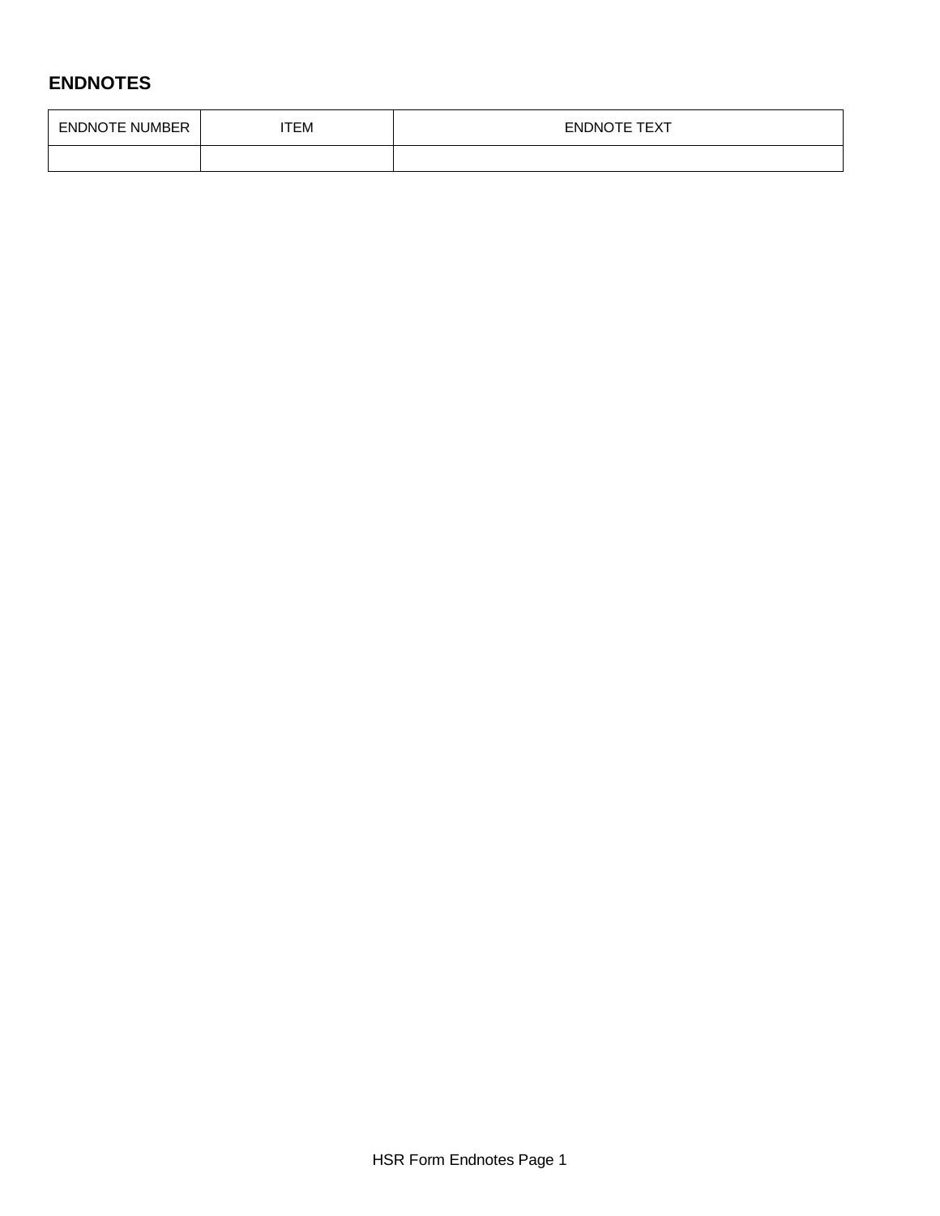## ENDNOTES

| ENDNOTE NUMBER | ITEM | ENDNOTE TEXT |
|---|---|---|
| | | |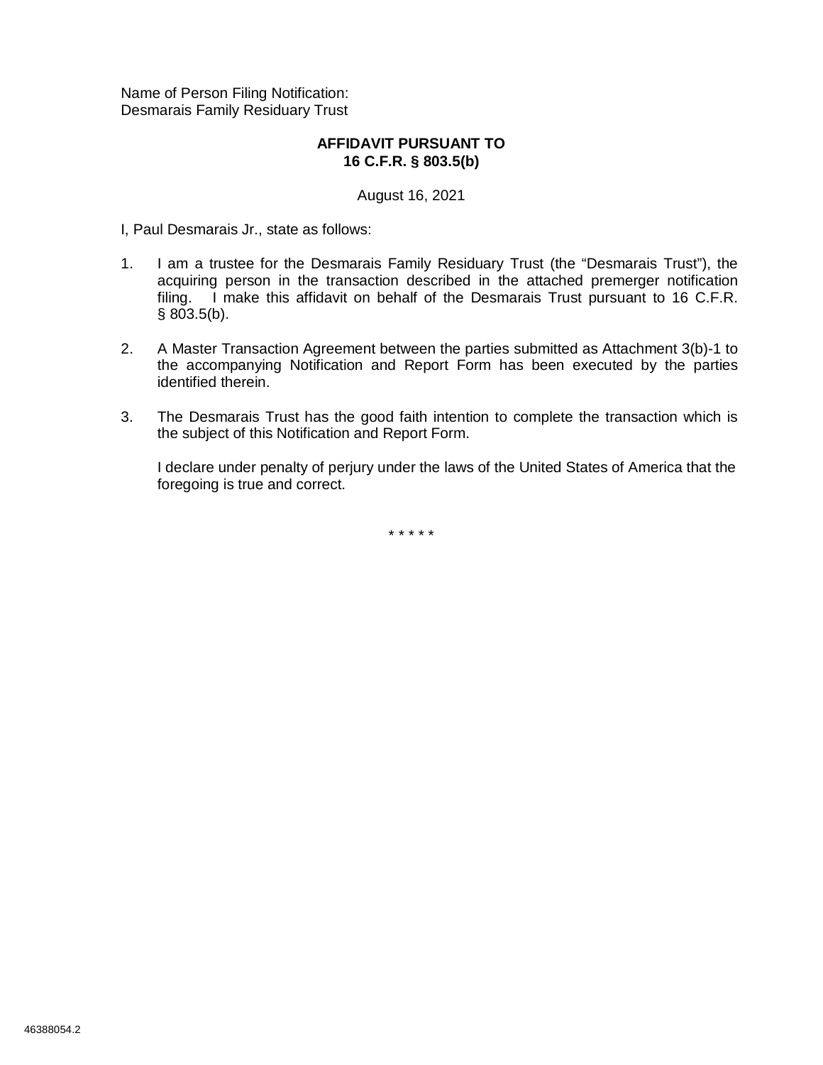Name of Person Filing Notification:
Desmarais Family Residuary Trust

**AFFIDAVIT PURSUANT TO**
**16 C.F.R. § 803.5(b)**

August 16, 2021

I, Paul Desmarais Jr., state as follows:

1. I am a trustee for the Desmarais Family Residuary Trust (the "Desmarais Trust"), the acquiring person in the transaction described in the attached premerger notification filing. I make this affidavit on behalf of the Desmarais Trust pursuant to 16 C.F.R. § 803.5(b).

2. A Master Transaction Agreement between the parties submitted as Attachment 3(b)-1 to the accompanying Notification and Report Form has been executed by the parties identified therein.

3. The Desmarais Trust has the good faith intention to complete the transaction which is the subject of this Notification and Report Form.

   I declare under penalty of perjury under the laws of the United States of America that the foregoing is true and correct.

\* \* \* \* \*

46388054.2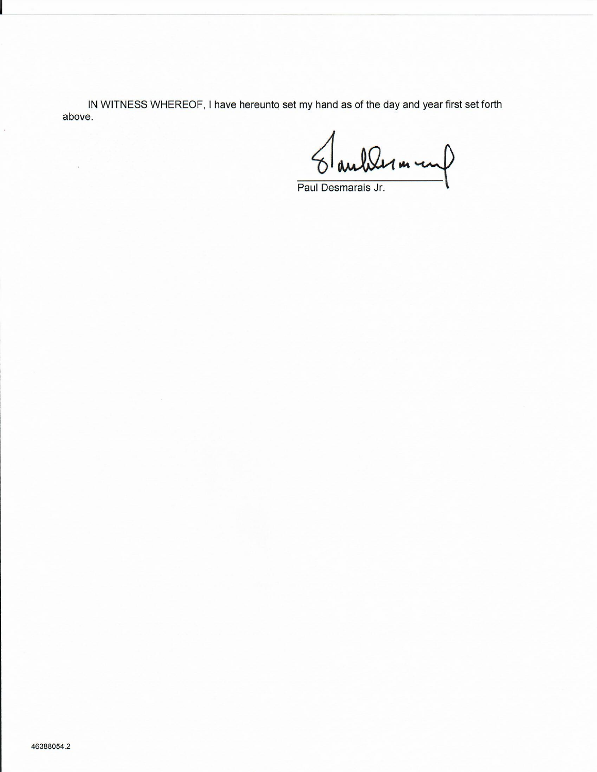IN WITNESS WHEREOF, I have hereunto set my hand as of the day and year first set forth above.

Paul Desmarais Jr.

46388054.2